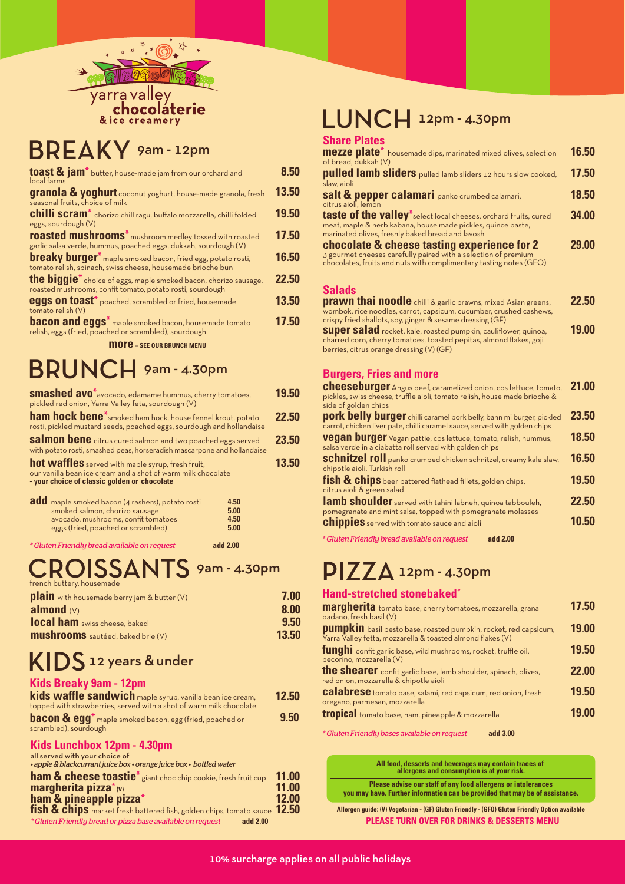yarra valley
**chocolaterie**
& ice creamery

# BREAKY 9am - 12pm

| Item | Price |
|---|---|
| **toast & jam*** butter, house-made jam from our orchard and local farms | 8.50 |
| **granola & yoghurt** coconut yoghurt, house-made granola, fresh seasonal fruits, choice of milk | 13.50 |
| **chilli scram*** chorizo chill ragu, buffalo mozzarella, chilli folded eggs, sourdough (V) | 19.50 |
| **roasted mushrooms*** mushroom medley tossed with roasted garlic salsa verde, hummus, poached eggs, dukkah, sourdough (V) | 17.50 |
| **breaky burger*** maple smoked bacon, fried egg, potato rosti, tomato relish, spinach, swiss cheese, housemade brioche bun | 16.50 |
| **the biggie*** choice of eggs, maple smoked bacon, chorizo sausage, roasted mushrooms, confit tomato, potato rosti, sourdough | 22.50 |
| **eggs on toast*** poached, scrambled or fried, housemade tomato relish (V) | 13.50 |
| **bacon and eggs*** maple smoked bacon, housemade tomato relish, eggs (fried, poached or scrambled), sourdough | 17.50 |

**more** – SEE OUR BRUNCH MENU

# BRUNCH 9am - 4.30pm

| Item | Price |
|---|---|
| **smashed avo*** avocado, edamame hummus, cherry tomatoes, pickled red onion, Yarra Valley feta, sourdough (V) | 19.50 |
| **ham hock bene*** smoked ham hock, house fennel krout, potato rosti, pickled mustard seeds, poached eggs, sourdough and hollandaise | 22.50 |
| **salmon bene** citrus cured salmon and two poached eggs served with potato rosti, smashed peas, horseradish mascarpone and hollandaise | 23.50 |
| **hot waffles** served with maple syrup, fresh fruit, our vanilla bean ice cream and a shot of warm milk chocolate - your choice of classic golden or chocolate | 13.50 |

| add | Price |
|---|---|
| maple smoked bacon (4 rashers), potato rosti | 4.50 |
| smoked salmon, chorizo sausage | 5.00 |
| avocado, mushrooms, confit tomatoes | 4.50 |
| eggs (fried, poached or scrambled) | 5.00 |

*\*Gluten Friendly bread available on request* **add 2.00**

# CROISSANTS 9am - 4.30pm

french buttery, housemade

| Item | Price |
|---|---|
| **plain** with housemade berry jam & butter (V) | 7.00 |
| **almond** (V) | 8.00 |
| **local ham** swiss cheese, baked | 9.50 |
| **mushrooms** sautéed, baked brie (V) | 13.50 |

# KIDS 12 years & under

## Kids Breaky 9am - 12pm

| Item | Price |
|---|---|
| **kids waffle sandwich** maple syrup, vanilla bean ice cream, topped with strawberries, served with a shot of warm milk chocolate | 12.50 |
| **bacon & egg*** maple smoked bacon, egg (fried, poached or scrambled), sourdough | 9.50 |

## Kids Lunchbox 12pm - 4.30pm

all served with your choice of
• apple & blackcurrant juice box • orange juice box • bottled water

| Item | Price |
|---|---|
| **ham & cheese toastie*** giant choc chip cookie, fresh fruit cup | 11.00 |
| **margherita pizza*** (V) | 11.00 |
| **ham & pineapple pizza*** | 12.00 |
| **fish & chips** market fresh battered fish, golden chips, tomato sauce | 12.50 |

*\*Gluten Friendly bread or pizza base available on request* **add 2.00**

# LUNCH 12pm - 4.30pm

## Share Plates

| Item | Price |
|---|---|
| **mezze plate*** housemade dips, marinated mixed olives, selection of bread, dukkah (V) | 16.50 |
| **pulled lamb sliders** pulled lamb sliders 12 hours slow cooked, slaw, aioli | 17.50 |
| **salt & pepper calamari** panko crumbed calamari, citrus aioli, lemon | 18.50 |
| **taste of the valley*** select local cheeses, orchard fruits, cured meat, maple & herb kabana, house made pickles, quince paste, marinated olives, freshly baked bread and lavosh | 34.00 |
| **chocolate & cheese tasting experience for 2** 3 gourmet cheeses carefully paired with a selection of premium chocolates, fruits and nuts with complimentary tasting notes (GFO) | 29.00 |

## Salads

| Item | Price |
|---|---|
| **prawn thai noodle** chilli & garlic prawns, mixed Asian greens, wombok, rice noodles, carrot, capsicum, cucumber, crushed cashews, crispy fried shallots, soy, ginger & sesame dressing (GF) | 22.50 |
| **super salad** rocket, kale, roasted pumpkin, cauliflower, quinoa, charred corn, cherry tomatoes, toasted pepitas, almond flakes, goji berries, citrus orange dressing (V) (GF) | 19.00 |

## Burgers, Fries and more

| Item | Price |
|---|---|
| **cheeseburger** Angus beef, caramelized onion, cos lettuce, tomato, pickles, swiss cheese, truffle aioli, tomato relish, house made brioche & side of golden chips | 21.00 |
| **pork belly burger** chilli caramel pork belly, bahn mi burger, pickled carrot, chicken liver pate, chilli caramel sauce, served with golden chips | 23.50 |
| **vegan burger** Vegan pattie, cos lettuce, tomato, relish, hummus, salsa verde in a ciabatta roll served with golden chips | 18.50 |
| **schnitzel roll** panko crumbed chicken schnitzel, creamy kale slaw, chipotle aioli, Turkish roll | 16.50 |
| **fish & chips** beer battered flathead fillets, golden chips, citrus aioli & green salad | 19.50 |
| **lamb shoulder** served with tahini labneh, quinoa tabbouleh, pomegranate and mint salsa, topped with pomegranate molasses | 22.50 |
| **chippies** served with tomato sauce and aioli | 10.50 |

*\*Gluten Friendly bread available on request* **add 2.00**

# PIZZA 12pm - 4.30pm

## Hand-stretched stonebaked*

| Item | Price |
|---|---|
| **margherita** tomato base, cherry tomatoes, mozzarella, grana padano, fresh basil (V) | 17.50 |
| **pumpkin** basil pesto base, roasted pumpkin, rocket, red capsicum, Yarra Valley fetta, mozzarella & toasted almond flakes (V) | 19.00 |
| **funghi** confit garlic base, wild mushrooms, rocket, truffle oil, pecorino, mozzarella (V) | 19.50 |
| **the shearer** confit garlic base, lamb shoulder, spinach, olives, red onion, mozzarella & chipotle aioli | 22.00 |
| **calabrese** tomato base, salami, red onion, fresh oregano, parmesan, mozzarella | 19.50 |
| **tropical** tomato base, ham, pineapple & mozzarella | 19.00 |

*\*Gluten Friendly bases available on request* **add 3.00**

**All food, desserts and beverages may contain traces of allergens and consumption is at your risk.**

**Please advise our staff of any food allergens or intolerances you may have. Further information can be provided that may be of assistance.**

**Allergen guide: (V) Vegetarian - (GF) Gluten Friendly - (GFO) Gluten Friendly Option available**

**PLEASE TURN OVER FOR DRINKS & DESSERTS MENU**

10% surcharge applies on all public holidays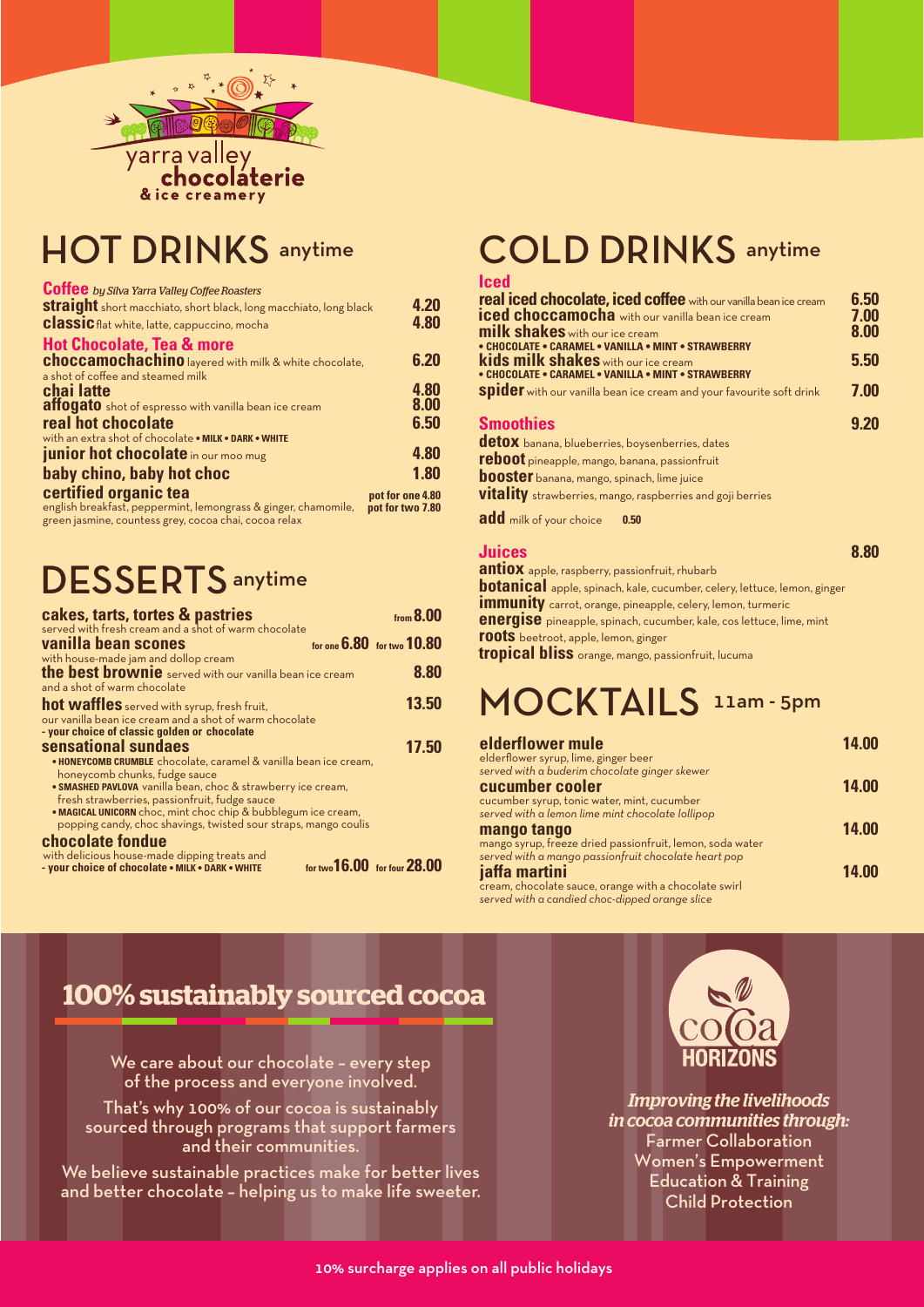yarra valley
**chocolaterie**
& ice creamery

# HOT DRINKS anytime

### Coffee *by Silva Yarra Valley Coffee Roasters*

| | |
|---|---|
| **straight** short macchiato, short black, long macchiato, long black | 4.20 |
| **classic** flat white, latte, cappuccino, mocha | 4.80 |

### Hot Chocolate, Tea & more

| | |
|---|---|
| **choccamochachino** layered with milk & white chocolate, a shot of coffee and steamed milk | 6.20 |
| **chai latte** | 4.80 |
| **affogato** shot of espresso with vanilla bean ice cream | 8.00 |
| **real hot chocolate** with an extra shot of chocolate • MILK • DARK • WHITE | 6.50 |
| **junior hot chocolate** in our moo mug | 4.80 |
| **baby chino, baby hot choc** | 1.80 |
| **certified organic tea** english breakfast, peppermint, lemongrass & ginger, chamomile, green jasmine, countess grey, cocoa chai, cocoa relax | pot for one 4.80 pot for two 7.80 |

# DESSERTS anytime

| | |
|---|---|
| **cakes, tarts, tortes & pastries** served with fresh cream and a shot of warm chocolate | from 8.00 |
| **vanilla bean scones** with house-made jam and dollop cream | for one 6.80 for two 10.80 |
| **the best brownie** served with our vanilla bean ice cream and a shot of warm chocolate | 8.80 |
| **hot waffles** served with syrup, fresh fruit, our vanilla bean ice cream and a shot of warm chocolate - your choice of classic golden or chocolate | 13.50 |
| **sensational sundaes** | 17.50 |
| **chocolate fondue** with delicious house-made dipping treats and - your choice of chocolate • MILK • DARK • WHITE | for two 16.00 for four 28.00 |

Sensational sundaes:
- **HONEYCOMB CRUMBLE** chocolate, caramel & vanilla bean ice cream, honeycomb chunks, fudge sauce
- **SMASHED PAVLOVA** vanilla bean, choc & strawberry ice cream, fresh strawberries, passionfruit, fudge sauce
- **MAGICAL UNICORN** choc, mint choc chip & bubblegum ice cream, popping candy, choc shavings, twisted sour straps, mango coulis

# COLD DRINKS anytime

### Iced

| | |
|---|---|
| **real iced chocolate, iced coffee** with our vanilla bean ice cream | 6.50 |
| **iced choccamocha** with our vanilla bean ice cream | 7.00 |
| **milk shakes** with our ice cream • CHOCOLATE • CARAMEL • VANILLA • MINT • STRAWBERRY | 8.00 |
| **kids milk shakes** with our ice cream • CHOCOLATE • CARAMEL • VANILLA • MINT • STRAWBERRY | 5.50 |
| **spider** with our vanilla bean ice cream and your favourite soft drink | 7.00 |

### Smoothies 9.20

- **detox** banana, blueberries, boysenberries, dates
- **reboot** pineapple, mango, banana, passionfruit
- **booster** banana, mango, spinach, lime juice
- **vitality** strawberries, mango, raspberries and goji berries

**add** milk of your choice 0.50

### Juices 8.80

- **antiox** apple, raspberry, passionfruit, rhubarb
- **botanical** apple, spinach, kale, cucumber, celery, lettuce, lemon, ginger
- **immunity** carrot, orange, pineapple, celery, lemon, turmeric
- **energise** pineapple, spinach, cucumber, kale, cos lettuce, lime, mint
- **roots** beetroot, apple, lemon, ginger
- **tropical bliss** orange, mango, passionfruit, lucuma

# MOCKTAILS 11am - 5pm

| | |
|---|---|
| **elderflower mule** elderflower syrup, lime, ginger beer *served with a buderim chocolate ginger skewer* | 14.00 |
| **cucumber cooler** cucumber syrup, tonic water, mint, cucumber *served with a lemon lime mint chocolate lollipop* | 14.00 |
| **mango tango** mango syrup, freeze dried passionfruit, lemon, soda water *served with a mango passionfruit chocolate heart pop* | 14.00 |
| **jaffa martini** cream, chocolate sauce, orange with a chocolate swirl *served with a candied choc-dipped orange slice* | 14.00 |

## 100% sustainably sourced cocoa

We care about our chocolate – every step of the process and everyone involved.

That's why 100% of our cocoa is sustainably sourced through programs that support farmers and their communities.

We believe sustainable practices make for better lives and better chocolate – helping us to make life sweeter.

cocoa HORIZONS

*Improving the livelihoods in cocoa communities through:*

Farmer Collaboration
Women's Empowerment
Education & Training
Child Protection

10% surcharge applies on all public holidays